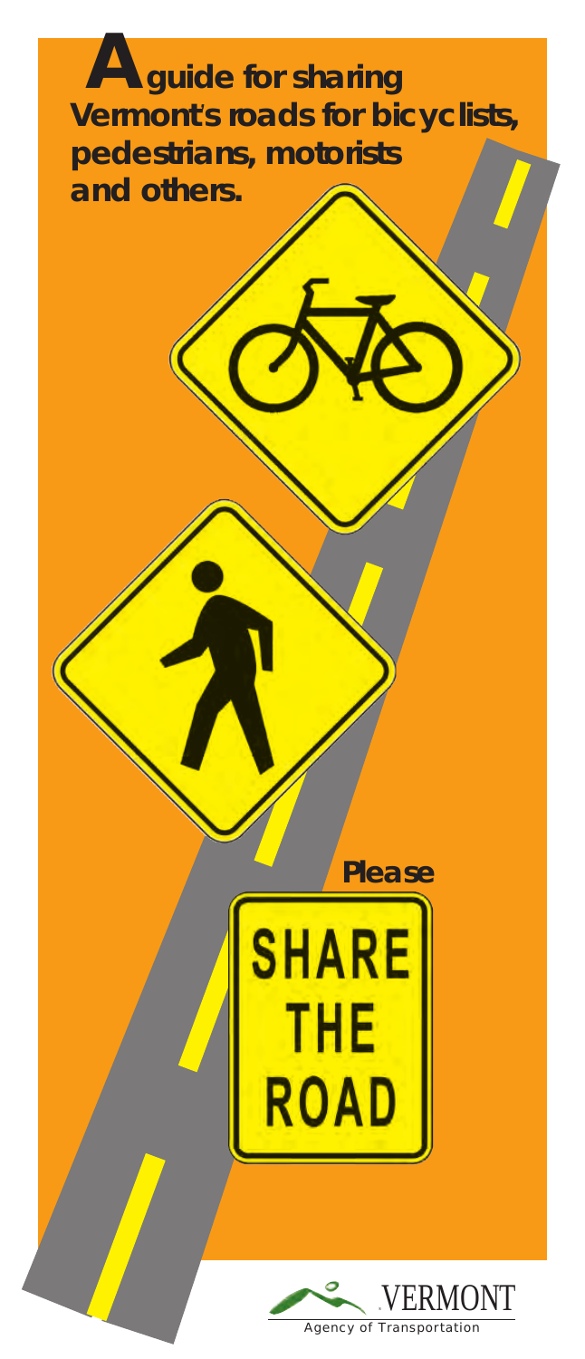# A guide for sharing Vermont's roads for bicyclists, pedestrians, motorists and others.

Please

SHARE THE ROAD

VERMONT
Agency of Transportation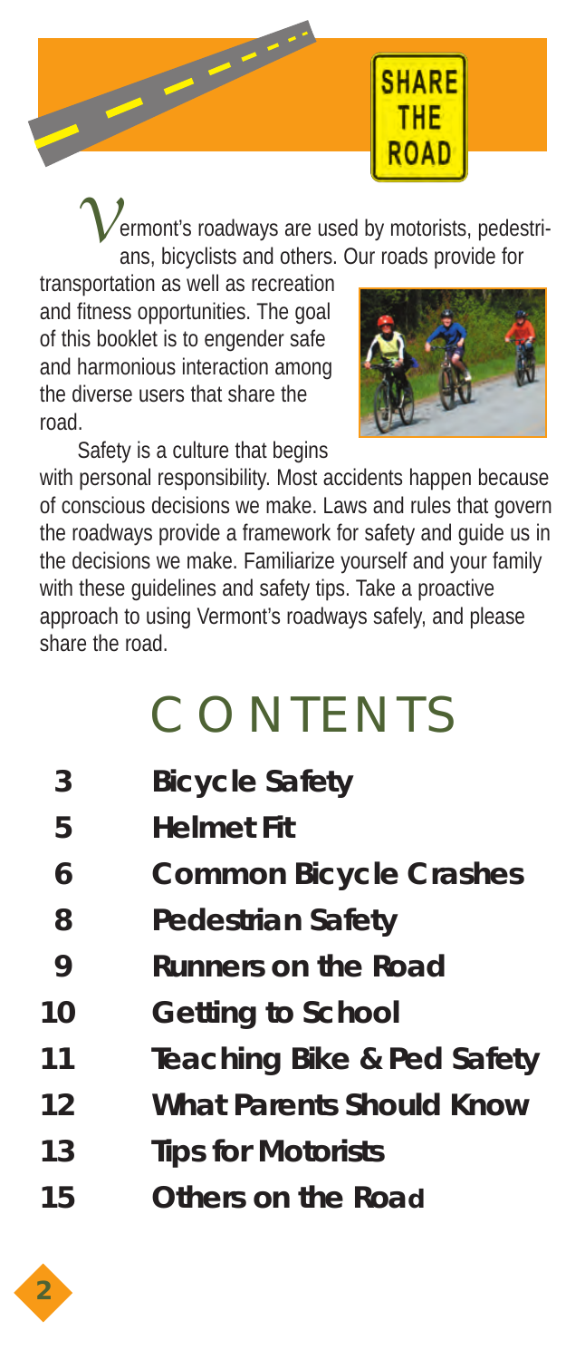SHARE THE ROAD

Vermont's roadways are used by motorists, pedestrians, bicyclists and others. Our roads provide for transportation as well as recreation and fitness opportunities. The goal of this booklet is to engender safe and harmonious interaction among the diverse users that share the road.

Safety is a culture that begins with personal responsibility. Most accidents happen because of conscious decisions we make. Laws and rules that govern the roadways provide a framework for safety and guide us in the decisions we make. Familiarize yourself and your family with these guidelines and safety tips. Take a proactive approach to using Vermont's roadways safely, and please share the road.

# CONTENTS

| | |
|---|---|
| 3 | **Bicycle Safety** |
| 5 | **Helmet Fit** |
| 6 | **Common Bicycle Crashes** |
| 8 | **Pedestrian Safety** |
| 9 | **Runners on the Road** |
| 10 | **Getting to School** |
| 11 | **Teaching Bike & Ped Safety** |
| 12 | **What Parents Should Know** |
| 13 | **Tips for Motorists** |
| 15 | **Others on the Road** |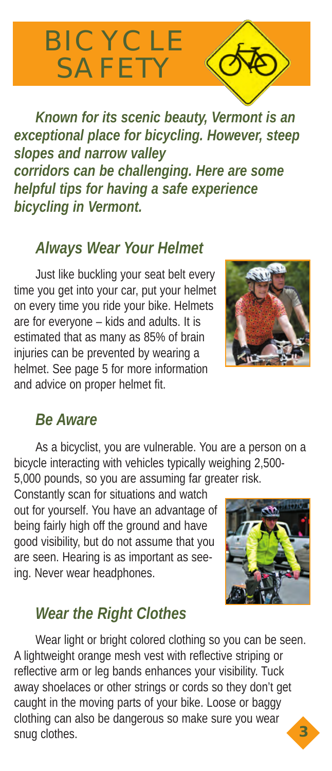# BICYCLE SAFETY

***Known for its scenic beauty, Vermont is an exceptional place for bicycling. However, steep slopes and narrow valley corridors can be challenging. Here are some helpful tips for having a safe experience bicycling in Vermont.***

## *Always Wear Your Helmet*

Just like buckling your seat belt every time you get into your car, put your helmet on every time you ride your bike. Helmets are for everyone – kids and adults. It is estimated that as many as 85% of brain injuries can be prevented by wearing a helmet. See page 5 for more information and advice on proper helmet fit.

## *Be Aware*

As a bicyclist, you are vulnerable. You are a person on a bicycle interacting with vehicles typically weighing 2,500-5,000 pounds, so you are assuming far greater risk. Constantly scan for situations and watch out for yourself. You have an advantage of being fairly high off the ground and have good visibility, but do not assume that you are seen. Hearing is as important as seeing. Never wear headphones.

## *Wear the Right Clothes*

Wear light or bright colored clothing so you can be seen. A lightweight orange mesh vest with reflective striping or reflective arm or leg bands enhances your visibility. Tuck away shoelaces or other strings or cords so they don't get caught in the moving parts of your bike. Loose or baggy clothing can also be dangerous so make sure you wear snug clothes.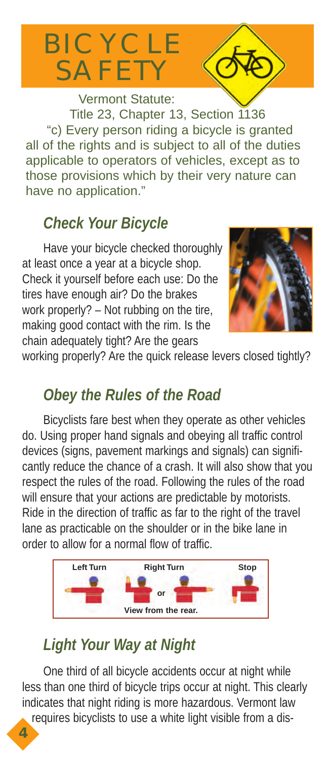# BICYCLE SAFETY

Vermont Statute:
Title 23, Chapter 13, Section 1136

"c) Every person riding a bicycle is granted all of the rights and is subject to all of the duties applicable to operators of vehicles, except as to those provisions which by their very nature can have no application."

## *Check Your Bicycle*

Have your bicycle checked thoroughly at least once a year at a bicycle shop. Check it yourself before each use: Do the tires have enough air? Do the brakes work properly? – Not rubbing on the tire, making good contact with the rim. Is the chain adequately tight? Are the gears working properly? Are the quick release levers closed tightly?

## *Obey the Rules of the Road*

Bicyclists fare best when they operate as other vehicles do. Using proper hand signals and obeying all traffic control devices (signs, pavement markings and signals) can significantly reduce the chance of a crash. It will also show that you respect the rules of the road. Following the rules of the road will ensure that your actions are predictable by motorists. Ride in the direction of traffic as far to the right of the travel lane as practicable on the shoulder or in the bike lane in order to allow for a normal flow of traffic.

**Left Turn** **Right Turn** or **Stop**

**View from the rear.**

## *Light Your Way at Night*

One third of all bicycle accidents occur at night while less than one third of bicycle trips occur at night. This clearly indicates that night riding is more hazardous. Vermont law requires bicyclists to use a white light visible from a dis-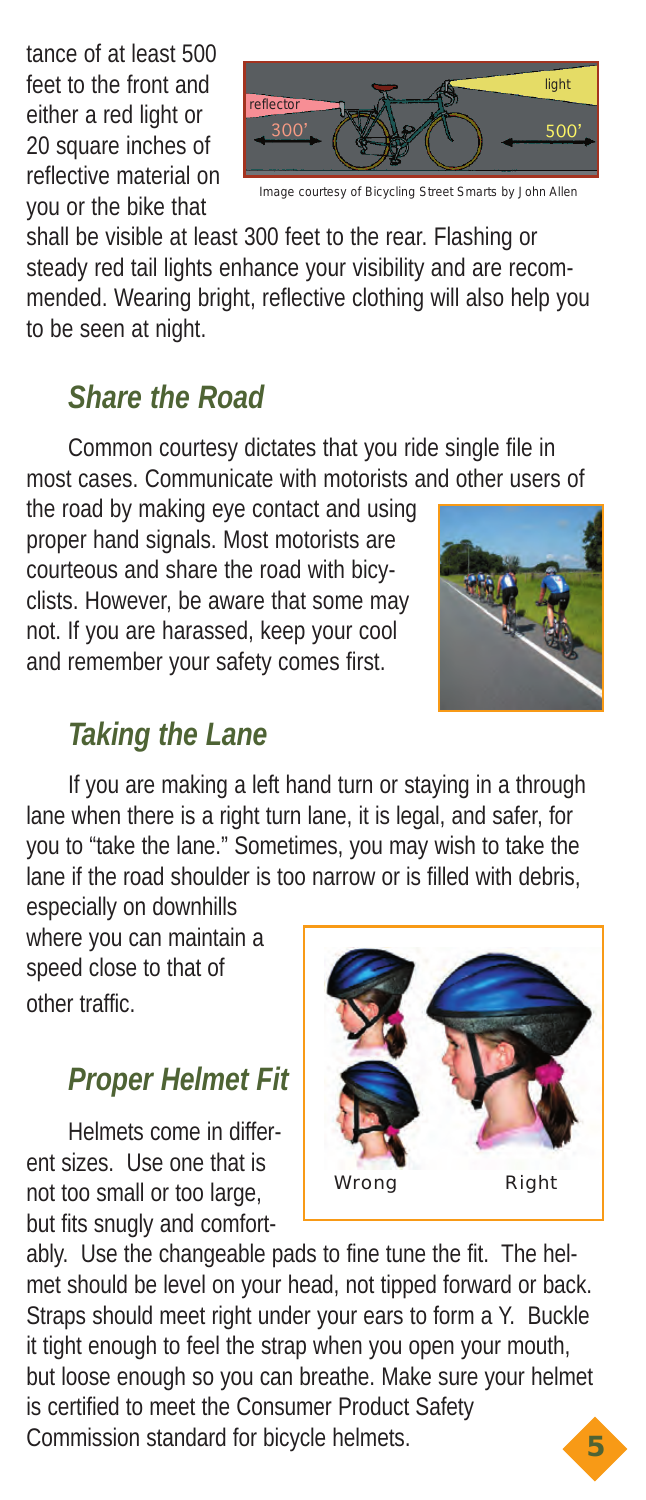tance of at least 500 feet to the front and either a red light or 20 square inches of reflective material on you or the bike that shall be visible at least 300 feet to the rear. Flashing or steady red tail lights enhance your visibility and are recommended. Wearing bright, reflective clothing will also help you to be seen at night.

Image courtesy of Bicycling Street Smarts by John Allen

## *Share the Road*

Common courtesy dictates that you ride single file in most cases. Communicate with motorists and other users of the road by making eye contact and using proper hand signals. Most motorists are courteous and share the road with bicyclists. However, be aware that some may not. If you are harassed, keep your cool and remember your safety comes first.

## *Taking the Lane*

If you are making a left hand turn or staying in a through lane when there is a right turn lane, it is legal, and safer, for you to "take the lane." Sometimes, you may wish to take the lane if the road shoulder is too narrow or is filled with debris, especially on downhills where you can maintain a speed close to that of other traffic.

## *Proper Helmet Fit*

Helmets come in different sizes. Use one that is not too small or too large, but fits snugly and comfortably. Use the changeable pads to fine tune the fit. The helmet should be level on your head, not tipped forward or back. Straps should meet right under your ears to form a Y. Buckle it tight enough to feel the strap when you open your mouth, but loose enough so you can breathe. Make sure your helmet is certified to meet the Consumer Product Safety Commission standard for bicycle helmets.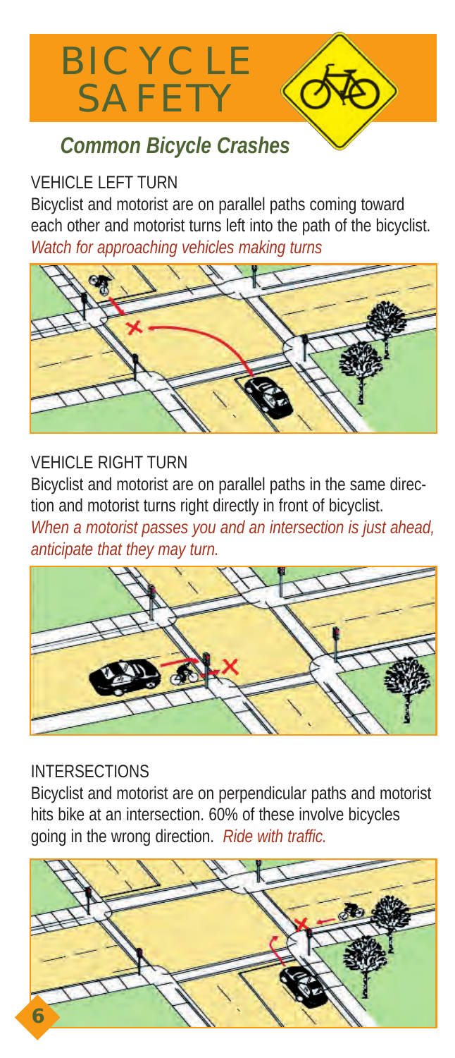# BICYCLE SAFETY

## *Common Bicycle Crashes*

### VEHICLE LEFT TURN

Bicyclist and motorist are on parallel paths coming toward each other and motorist turns left into the path of the bicyclist.

*Watch for approaching vehicles making turns*

### VEHICLE RIGHT TURN

Bicyclist and motorist are on parallel paths in the same direction and motorist turns right directly in front of bicyclist.

*When a motorist passes you and an intersection is just ahead, anticipate that they may turn.*

### INTERSECTIONS

Bicyclist and motorist are on perpendicular paths and motorist hits bike at an intersection. 60% of these involve bicycles going in the wrong direction. *Ride with traffic.*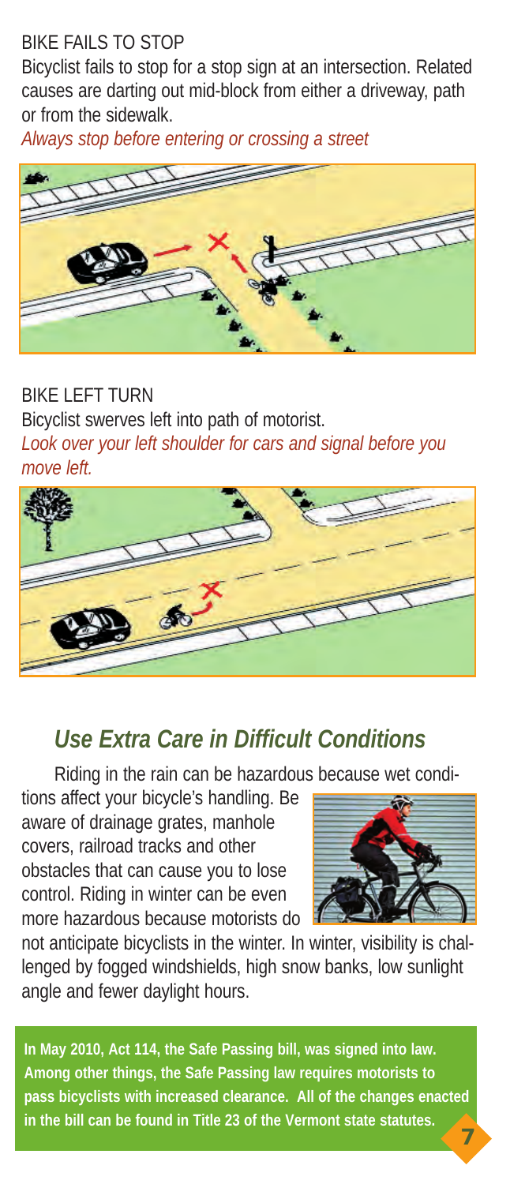BIKE FAILS TO STOP

Bicyclist fails to stop for a stop sign at an intersection. Related causes are darting out mid-block from either a driveway, path or from the sidewalk.

*Always stop before entering or crossing a street*

BIKE LEFT TURN

Bicyclist swerves left into path of motorist.

*Look over your left shoulder for cars and signal before you move left.*

## *Use Extra Care in Difficult Conditions*

Riding in the rain can be hazardous because wet conditions affect your bicycle's handling. Be aware of drainage grates, manhole covers, railroad tracks and other obstacles that can cause you to lose control. Riding in winter can be even more hazardous because motorists do not anticipate bicyclists in the winter. In winter, visibility is challenged by fogged windshields, high snow banks, low sunlight angle and fewer daylight hours.

**In May 2010, Act 114, the Safe Passing bill, was signed into law. Among other things, the Safe Passing law requires motorists to pass bicyclists with increased clearance. All of the changes enacted in the bill can be found in Title 23 of the Vermont state statutes.**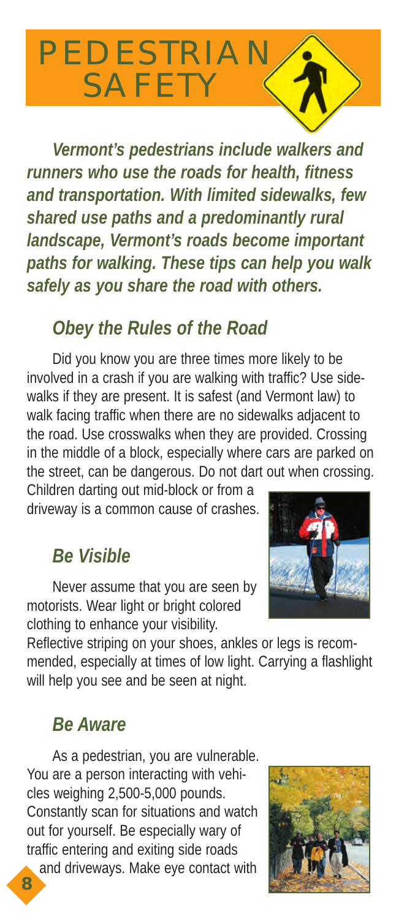# PEDESTRIAN SAFETY

***Vermont's pedestrians include walkers and runners who use the roads for health, fitness and transportation. With limited sidewalks, few shared use paths and a predominantly rural landscape, Vermont's roads become important paths for walking. These tips can help you walk safely as you share the road with others.***

## *Obey the Rules of the Road*

Did you know you are three times more likely to be involved in a crash if you are walking with traffic? Use sidewalks if they are present. It is safest (and Vermont law) to walk facing traffic when there are no sidewalks adjacent to the road. Use crosswalks when they are provided. Crossing in the middle of a block, especially where cars are parked on the street, can be dangerous. Do not dart out when crossing. Children darting out mid-block or from a driveway is a common cause of crashes.

## *Be Visible*

Never assume that you are seen by motorists. Wear light or bright colored clothing to enhance your visibility. Reflective striping on your shoes, ankles or legs is recommended, especially at times of low light. Carrying a flashlight will help you see and be seen at night.

## *Be Aware*

As a pedestrian, you are vulnerable. You are a person interacting with vehicles weighing 2,500-5,000 pounds. Constantly scan for situations and watch out for yourself. Be especially wary of traffic entering and exiting side roads and driveways. Make eye contact with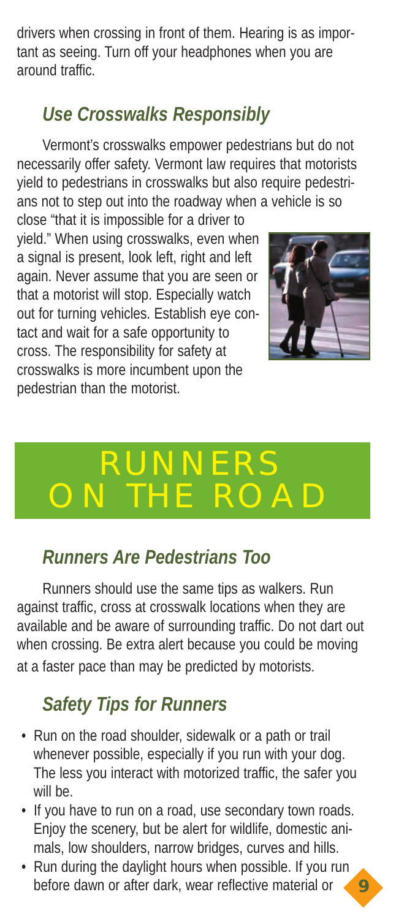drivers when crossing in front of them. Hearing is as important as seeing. Turn off your headphones when you are around traffic.

## *Use Crosswalks Responsibly*

Vermont's crosswalks empower pedestrians but do not necessarily offer safety. Vermont law requires that motorists yield to pedestrians in crosswalks but also require pedestrians not to step out into the roadway when a vehicle is so close "that it is impossible for a driver to yield." When using crosswalks, even when a signal is present, look left, right and left again. Never assume that you are seen or that a motorist will stop. Especially watch out for turning vehicles. Establish eye contact and wait for a safe opportunity to cross. The responsibility for safety at crosswalks is more incumbent upon the pedestrian than the motorist.

# RUNNERS ON THE ROAD

## *Runners Are Pedestrians Too*

Runners should use the same tips as walkers. Run against traffic, cross at crosswalk locations when they are available and be aware of surrounding traffic. Do not dart out when crossing. Be extra alert because you could be moving at a faster pace than may be predicted by motorists.

## *Safety Tips for Runners*

- Run on the road shoulder, sidewalk or a path or trail whenever possible, especially if you run with your dog. The less you interact with motorized traffic, the safer you will be.
- If you have to run on a road, use secondary town roads. Enjoy the scenery, but be alert for wildlife, domestic animals, low shoulders, narrow bridges, curves and hills.
- Run during the daylight hours when possible. If you run before dawn or after dark, wear reflective material or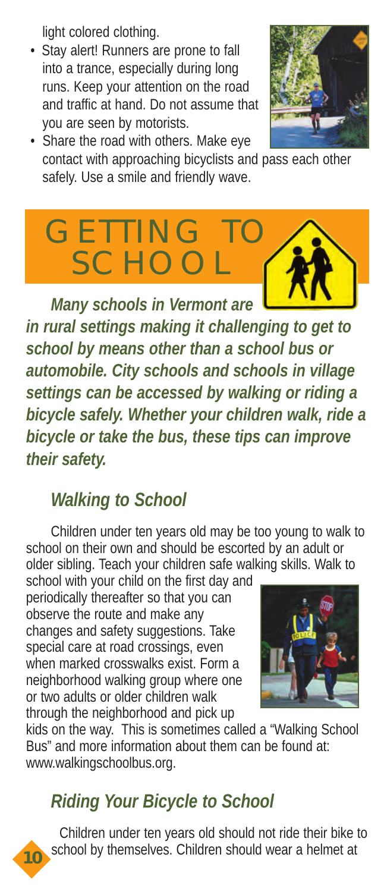light colored clothing.

- Stay alert! Runners are prone to fall into a trance, especially during long runs. Keep your attention on the road and traffic at hand. Do not assume that you are seen by motorists.
- Share the road with others. Make eye contact with approaching bicyclists and pass each other safely. Use a smile and friendly wave.

# GETTING TO SCHOOL

***Many schools in Vermont are in rural settings making it challenging to get to school by means other than a school bus or automobile. City schools and schools in village settings can be accessed by walking or riding a bicycle safely. Whether your children walk, ride a bicycle or take the bus, these tips can improve their safety.***

## *Walking to School*

Children under ten years old may be too young to walk to school on their own and should be escorted by an adult or older sibling. Teach your children safe walking skills. Walk to school with your child on the first day and periodically thereafter so that you can observe the route and make any changes and safety suggestions. Take special care at road crossings, even when marked crosswalks exist. Form a neighborhood walking group where one or two adults or older children walk through the neighborhood and pick up kids on the way. This is sometimes called a "Walking School Bus" and more information about them can be found at: www.walkingschoolbus.org.

## *Riding Your Bicycle to School*

Children under ten years old should not ride their bike to school by themselves. Children should wear a helmet at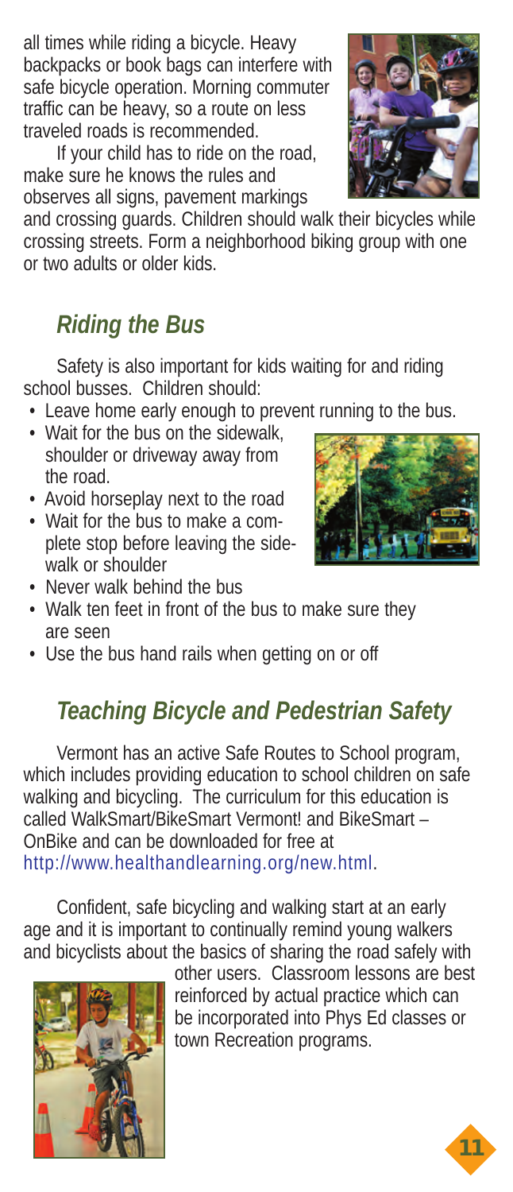all times while riding a bicycle. Heavy backpacks or book bags can interfere with safe bicycle operation. Morning commuter traffic can be heavy, so a route on less traveled roads is recommended.

If your child has to ride on the road, make sure he knows the rules and observes all signs, pavement markings and crossing guards. Children should walk their bicycles while crossing streets. Form a neighborhood biking group with one or two adults or older kids.

## *Riding the Bus*

Safety is also important for kids waiting for and riding school busses. Children should:

- Leave home early enough to prevent running to the bus.
- Wait for the bus on the sidewalk, shoulder or driveway away from the road.
- Avoid horseplay next to the road
- Wait for the bus to make a complete stop before leaving the sidewalk or shoulder
- Never walk behind the bus
- Walk ten feet in front of the bus to make sure they are seen
- Use the bus hand rails when getting on or off

## *Teaching Bicycle and Pedestrian Safety*

Vermont has an active Safe Routes to School program, which includes providing education to school children on safe walking and bicycling. The curriculum for this education is called WalkSmart/BikeSmart Vermont! and BikeSmart – OnBike and can be downloaded for free at http://www.healthandlearning.org/new.html.

Confident, safe bicycling and walking start at an early age and it is important to continually remind young walkers and bicyclists about the basics of sharing the road safely with other users. Classroom lessons are best reinforced by actual practice which can be incorporated into Phys Ed classes or town Recreation programs.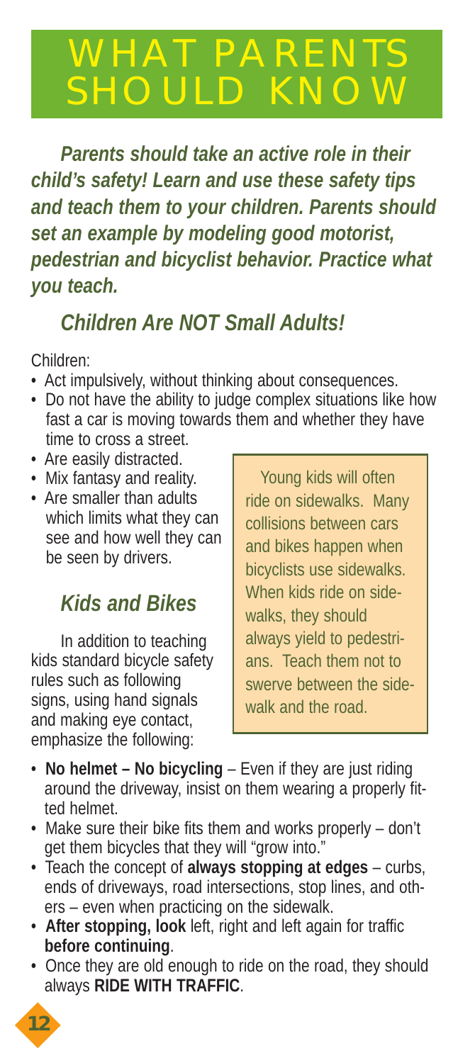# WHAT PARENTS SHOULD KNOW

***Parents should take an active role in their child's safety! Learn and use these safety tips and teach them to your children. Parents should set an example by modeling good motorist, pedestrian and bicyclist behavior. Practice what you teach.***

## *Children Are NOT Small Adults!*

Children:

- Act impulsively, without thinking about consequences.
- Do not have the ability to judge complex situations like how fast a car is moving towards them and whether they have time to cross a street.
- Are easily distracted.
- Mix fantasy and reality.
- Are smaller than adults which limits what they can see and how well they can be seen by drivers.

## *Kids and Bikes*

In addition to teaching kids standard bicycle safety rules such as following signs, using hand signals and making eye contact, emphasize the following:

- **No helmet – No bicycling** – Even if they are just riding around the driveway, insist on them wearing a properly fitted helmet.
- Make sure their bike fits them and works properly – don't get them bicycles that they will "grow into."
- Teach the concept of **always stopping at edges** – curbs, ends of driveways, road intersections, stop lines, and others – even when practicing on the sidewalk.
- **After stopping, look** left, right and left again for traffic **before continuing**.
- Once they are old enough to ride on the road, they should always **RIDE WITH TRAFFIC**.

> Young kids will often ride on sidewalks. Many collisions between cars and bikes happen when bicyclists use sidewalks. When kids ride on sidewalks, they should always yield to pedestrians. Teach them not to swerve between the sidewalk and the road.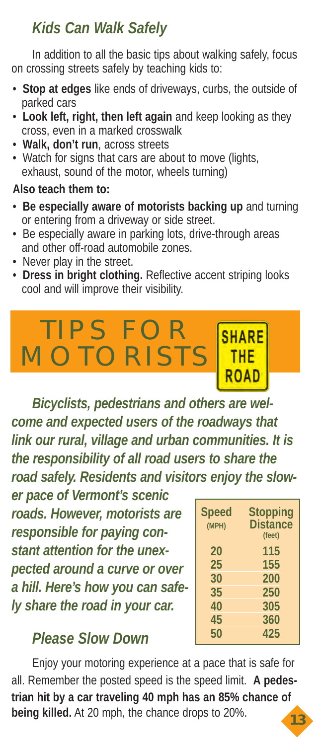## *Kids Can Walk Safely*

In addition to all the basic tips about walking safely, focus on crossing streets safely by teaching kids to:

- **Stop at edges** like ends of driveways, curbs, the outside of parked cars
- **Look left, right, then left again** and keep looking as they cross, even in a marked crosswalk
- **Walk, don't run**, across streets
- Watch for signs that cars are about to move (lights, exhaust, sound of the motor, wheels turning)

**Also teach them to:**

- **Be especially aware of motorists backing up** and turning or entering from a driveway or side street.
- Be especially aware in parking lots, drive-through areas and other off-road automobile zones.
- Never play in the street.
- **Dress in bright clothing.** Reflective accent striping looks cool and will improve their visibility.

# TIPS FOR MOTORISTS

SHARE THE ROAD

***Bicyclists, pedestrians and others are welcome and expected users of the roadways that link our rural, village and urban communities. It is the responsibility of all road users to share the road safely. Residents and visitors enjoy the slower pace of Vermont's scenic roads. However, motorists are responsible for paying constant attention for the unexpected around a curve or over a hill. Here's how you can safely share the road in your car.***

| Speed (MPH) | Stopping Distance (feet) |
|---|---|
| 20 | 115 |
| 25 | 155 |
| 30 | 200 |
| 35 | 250 |
| 40 | 305 |
| 45 | 360 |
| 50 | 425 |

## *Please Slow Down*

Enjoy your motoring experience at a pace that is safe for all. Remember the posted speed is the speed limit. **A pedestrian hit by a car traveling 40 mph has an 85% chance of being killed.** At 20 mph, the chance drops to 20%.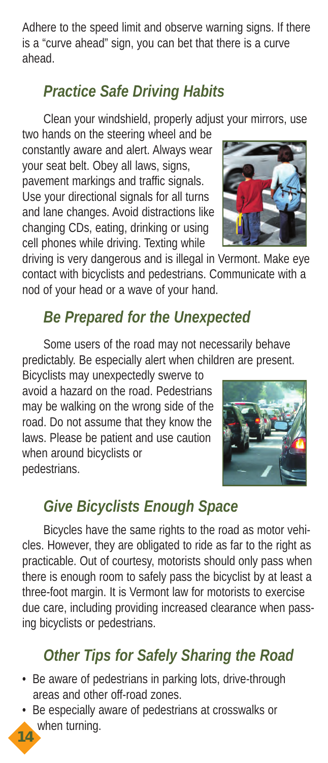Adhere to the speed limit and observe warning signs. If there is a "curve ahead" sign, you can bet that there is a curve ahead.

## *Practice Safe Driving Habits*

Clean your windshield, properly adjust your mirrors, use two hands on the steering wheel and be constantly aware and alert. Always wear your seat belt. Obey all laws, signs, pavement markings and traffic signals. Use your directional signals for all turns and lane changes. Avoid distractions like changing CDs, eating, drinking or using cell phones while driving. Texting while driving is very dangerous and is illegal in Vermont. Make eye contact with bicyclists and pedestrians. Communicate with a nod of your head or a wave of your hand.

## *Be Prepared for the Unexpected*

Some users of the road may not necessarily behave predictably. Be especially alert when children are present. Bicyclists may unexpectedly swerve to avoid a hazard on the road. Pedestrians may be walking on the wrong side of the road. Do not assume that they know the laws. Please be patient and use caution when around bicyclists or pedestrians.

## *Give Bicyclists Enough Space*

Bicycles have the same rights to the road as motor vehicles. However, they are obligated to ride as far to the right as practicable. Out of courtesy, motorists should only pass when there is enough room to safely pass the bicyclist by at least a three-foot margin. It is Vermont law for motorists to exercise due care, including providing increased clearance when passing bicyclists or pedestrians.

## *Other Tips for Safely Sharing the Road*

- Be aware of pedestrians in parking lots, drive-through areas and other off-road zones.
- Be especially aware of pedestrians at crosswalks or when turning.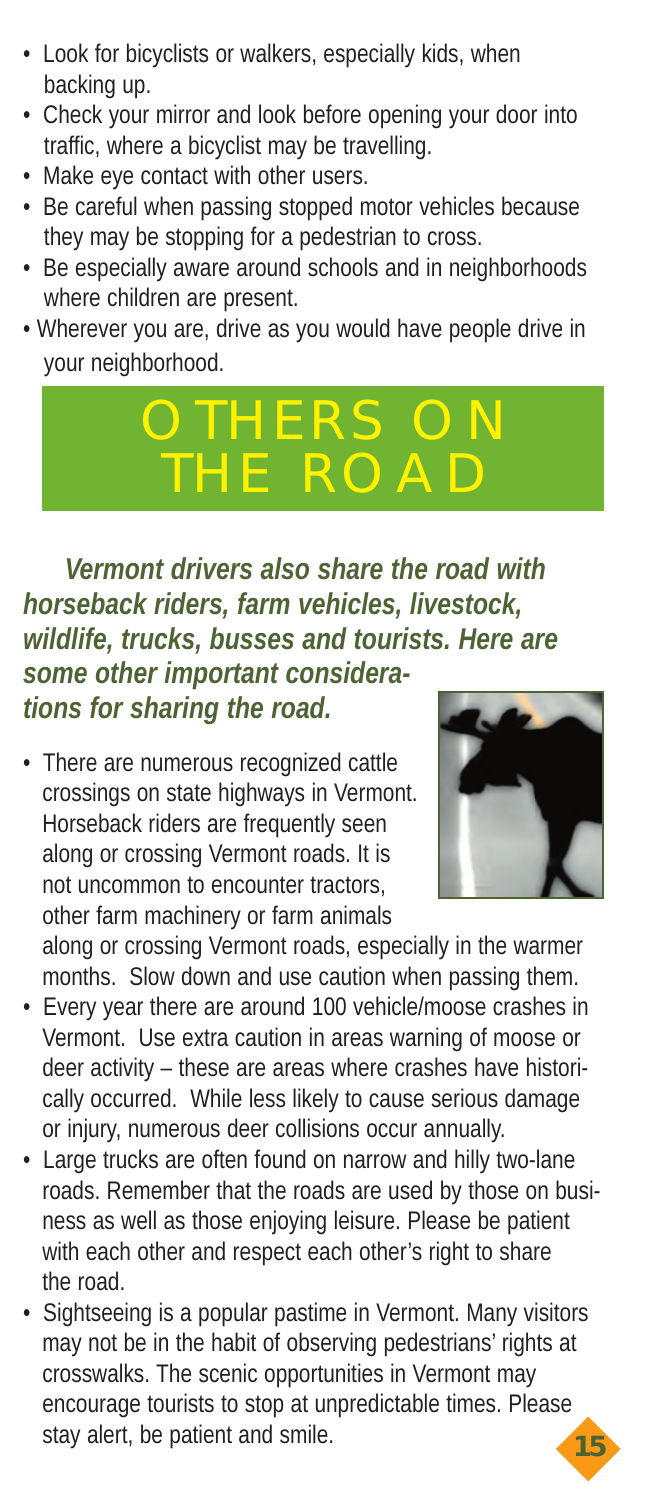- Look for bicyclists or walkers, especially kids, when backing up.
- Check your mirror and look before opening your door into traffic, where a bicyclist may be travelling.
- Make eye contact with other users.
- Be careful when passing stopped motor vehicles because they may be stopping for a pedestrian to cross.
- Be especially aware around schools and in neighborhoods where children are present.
- Wherever you are, drive as you would have people drive in your neighborhood.

# OTHERS ON THE ROAD

***Vermont drivers also share the road with horseback riders, farm vehicles, livestock, wildlife, trucks, busses and tourists. Here are some other important considerations for sharing the road.***

- There are numerous recognized cattle crossings on state highways in Vermont. Horseback riders are frequently seen along or crossing Vermont roads. It is not uncommon to encounter tractors, other farm machinery or farm animals along or crossing Vermont roads, especially in the warmer months. Slow down and use caution when passing them.
- Every year there are around 100 vehicle/moose crashes in Vermont. Use extra caution in areas warning of moose or deer activity – these are areas where crashes have historically occurred. While less likely to cause serious damage or injury, numerous deer collisions occur annually.
- Large trucks are often found on narrow and hilly two-lane roads. Remember that the roads are used by those on business as well as those enjoying leisure. Please be patient with each other and respect each other's right to share the road.
- Sightseeing is a popular pastime in Vermont. Many visitors may not be in the habit of observing pedestrians' rights at crosswalks. The scenic opportunities in Vermont may encourage tourists to stop at unpredictable times. Please stay alert, be patient and smile.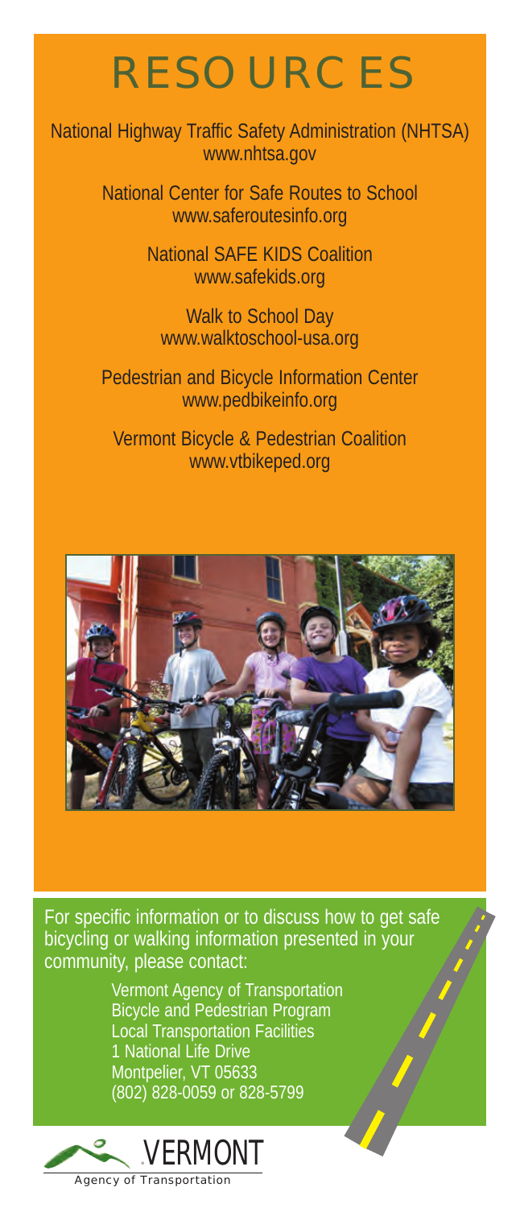# RESOURCES

National Highway Traffic Safety Administration (NHTSA)
www.nhtsa.gov

National Center for Safe Routes to School
www.saferoutesinfo.org

National SAFE KIDS Coalition
www.safekids.org

Walk to School Day
www.walktoschool-usa.org

Pedestrian and Bicycle Information Center
www.pedbikeinfo.org

Vermont Bicycle & Pedestrian Coalition
www.vtbikeped.org

For specific information or to discuss how to get safe bicycling or walking information presented in your community, please contact:

Vermont Agency of Transportation
Bicycle and Pedestrian Program
Local Transportation Facilities
1 National Life Drive
Montpelier, VT 05633
(802) 828-0059 or 828-5799

VERMONT
Agency of Transportation